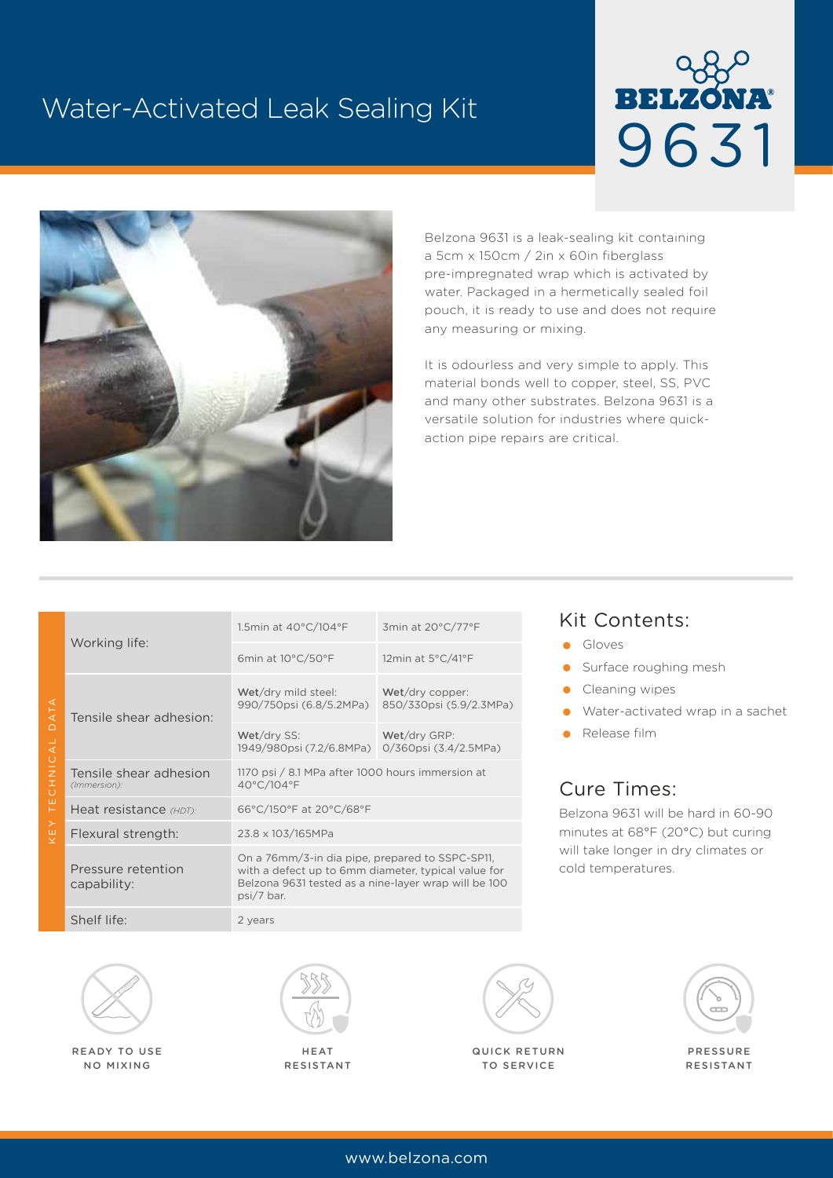# Water-Activated Leak Sealing Kit

**BELZONA® 9631**

Belzona 9631 is a leak-sealing kit containing a 5cm x 150cm / 2in x 60in fiberglass pre-impregnated wrap which is activated by water. Packaged in a hermetically sealed foil pouch, it is ready to use and does not require any measuring or mixing.

It is odourless and very simple to apply. This material bonds well to copper, steel, SS, PVC and many other substrates. Belzona 9631 is a versatile solution for industries where quick-action pipe repairs are critical.

## KEY TECHNICAL DATA

| Property | | |
|---|---|---|
| Working life: | 1.5min at 40°C/104°F | 3min at 20°C/77°F |
| | 6min at 10°C/50°F | 12min at 5°C/41°F |
| Tensile shear adhesion: | **Wet**/dry mild steel: 990/750psi (6.8/5.2MPa) | **Wet**/dry copper: 850/330psi (5.9/2.3MPa) |
| | **Wet**/dry SS: 1949/980psi (7.2/6.8MPa) | **Wet**/dry GRP: 0/360psi (3.4/2.5MPa) |
| Tensile shear adhesion *(Immersion)*: | 1170 psi / 8.1 MPa after 1000 hours immersion at 40°C/104°F | |
| Heat resistance *(HDT)*: | 66°C/150°F at 20°C/68°F | |
| Flexural strength: | 23.8 x 103/165MPa | |
| Pressure retention capability: | On a 76mm/3-in dia pipe, prepared to SSPC-SP11, with a defect up to 6mm diameter, typical value for Belzona 9631 tested as a nine-layer wrap will be 100 psi/7 bar. | |
| Shelf life: | 2 years | |

## Kit Contents:

- Gloves
- Surface roughing mesh
- Cleaning wipes
- Water-activated wrap in a sachet
- Release film

## Cure Times:

Belzona 9631 will be hard in 60-90 minutes at 68°F (20°C) but curing will take longer in dry climates or cold temperatures.

READY TO USE NO MIXING

HEAT RESISTANT

QUICK RETURN TO SERVICE

PRESSURE RESISTANT

www.belzona.com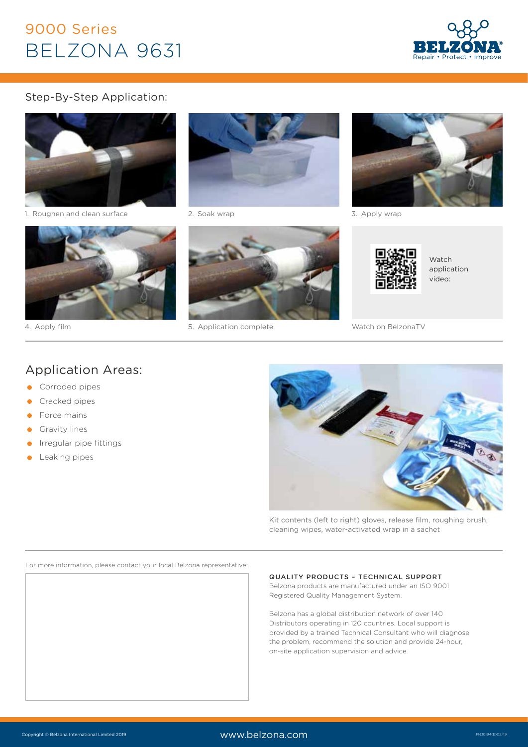# 9000 Series
# BELZONA 9631

## Step-By-Step Application:

1. Roughen and clean surface

2. Soak wrap

3. Apply wrap

4. Apply film

5. Application complete

Watch application video:

Watch on BelzonaTV

## Application Areas:

- Corroded pipes
- Cracked pipes
- Force mains
- Gravity lines
- Irregular pipe fittings
- Leaking pipes

Kit contents (left to right) gloves, release film, roughing brush, cleaning wipes, water-activated wrap in a sachet

For more information, please contact your local Belzona representative:

**QUALITY PRODUCTS – TECHNICAL SUPPORT**

Belzona products are manufactured under an ISO 9001 Registered Quality Management System.

Belzona has a global distribution network of over 140 Distributors operating in 120 countries. Local support is provided by a trained Technical Consultant who will diagnose the problem, recommend the solution and provide 24-hour, on-site application supervision and advice.

Copyright © Belzona International Limited 2019

www.belzona.com

FN:10194(E)05/19